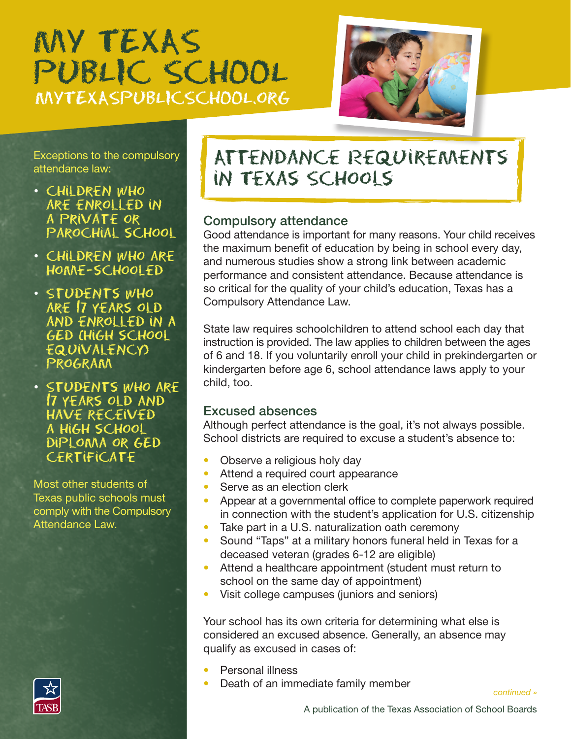# MY TEXAS PUBLIC SCHOOL

MYTEXASPUBLICSCHOOL.ORG

## ATTENDANCE REQUIREMENTS IN TEXAS SCHOOLS

### Compulsory attendance

Good attendance is important for many reasons. Your child receives the maximum benefit of education by being in school every day, and numerous studies show a strong link between academic performance and consistent attendance. Because attendance is so critical for the quality of your child's education, Texas has a Compulsory Attendance Law.

State law requires schoolchildren to attend school each day that instruction is provided. The law applies to children between the ages of 6 and 18. If you voluntarily enroll your child in prekindergarten or kindergarten before age 6, school attendance laws apply to your child, too.

### Excused absences

Although perfect attendance is the goal, it's not always possible. School districts are required to excuse a student's absence to:

- Observe a religious holy day
- Attend a required court appearance
- Serve as an election clerk
- Appear at a governmental office to complete paperwork required in connection with the student's application for U.S. citizenship
- Take part in a U.S. naturalization oath ceremony
- Sound "Taps" at a military honors funeral held in Texas for a deceased veteran (grades 6-12 are eligible)
- Attend a healthcare appointment (student must return to school on the same day of appointment)
- Visit college campuses (juniors and seniors)

Your school has its own criteria for determining what else is considered an excused absence. Generally, an absence may qualify as excused in cases of:

- Personal illness
- Death of an immediate family member

*continued »*

Exceptions to the compulsory attendance law:

- CHILDREN WHO ARE ENROLLED IN A PRIVATE OR PAROCHIAL SCHOOL
- CHILDREN WHO ARE HOME-SCHOOLED
- STUDENTS WHO ARE 17 YEARS OLD AND ENROLLED IN A GED (HIGH SCHOOL EQUIVALENCY) PROGRAM
- STUDENTS WHO ARE 17 YEARS OLD AND HAVE RECEIVED A HIGH SCHOOL DIPLOMA OR GED CERTIFICATE

Most other students of Texas public schools must comply with the Compulsory Attendance Law.

A publication of the Texas Association of School Boards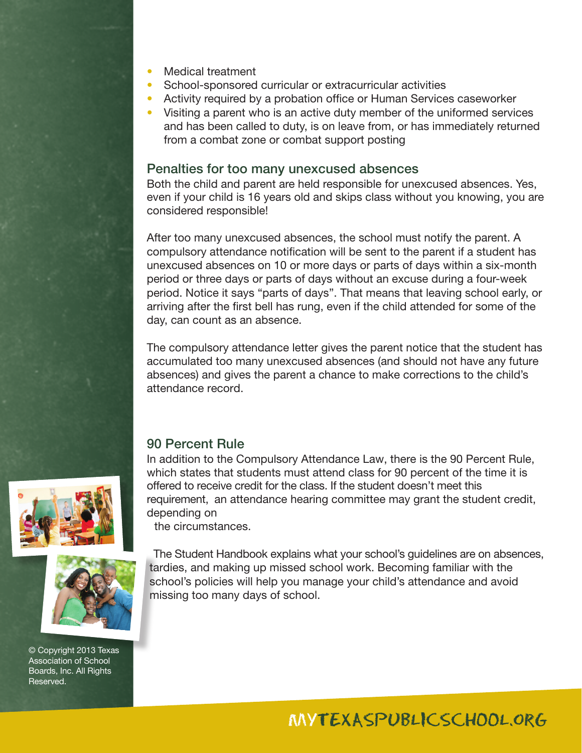- Medical treatment
- School-sponsored curricular or extracurricular activities
- Activity required by a probation office or Human Services caseworker
- Visiting a parent who is an active duty member of the uniformed services and has been called to duty, is on leave from, or has immediately returned from a combat zone or combat support posting

## Penalties for too many unexcused absences

Both the child and parent are held responsible for unexcused absences. Yes, even if your child is 16 years old and skips class without you knowing, you are considered responsible!

After too many unexcused absences, the school must notify the parent. A compulsory attendance notification will be sent to the parent if a student has unexcused absences on 10 or more days or parts of days within a six-month period or three days or parts of days without an excuse during a four-week period. Notice it says "parts of days". That means that leaving school early, or arriving after the first bell has rung, even if the child attended for some of the day, can count as an absence.

The compulsory attendance letter gives the parent notice that the student has accumulated too many unexcused absences (and should not have any future absences) and gives the parent a chance to make corrections to the child's attendance record.

## 90 Percent Rule

In addition to the Compulsory Attendance Law, there is the 90 Percent Rule, which states that students must attend class for 90 percent of the time it is offered to receive credit for the class. If the student doesn't meet this requirement, an attendance hearing committee may grant the student credit, depending on the circumstances.

The Student Handbook explains what your school's guidelines are on absences, tardies, and making up missed school work. Becoming familiar with the school's policies will help you manage your child's attendance and avoid missing too many days of school.

© Copyright 2013 Texas Association of School Boards, Inc. All Rights Reserved.

MYTEXASPUBLICSCHOOL.ORG